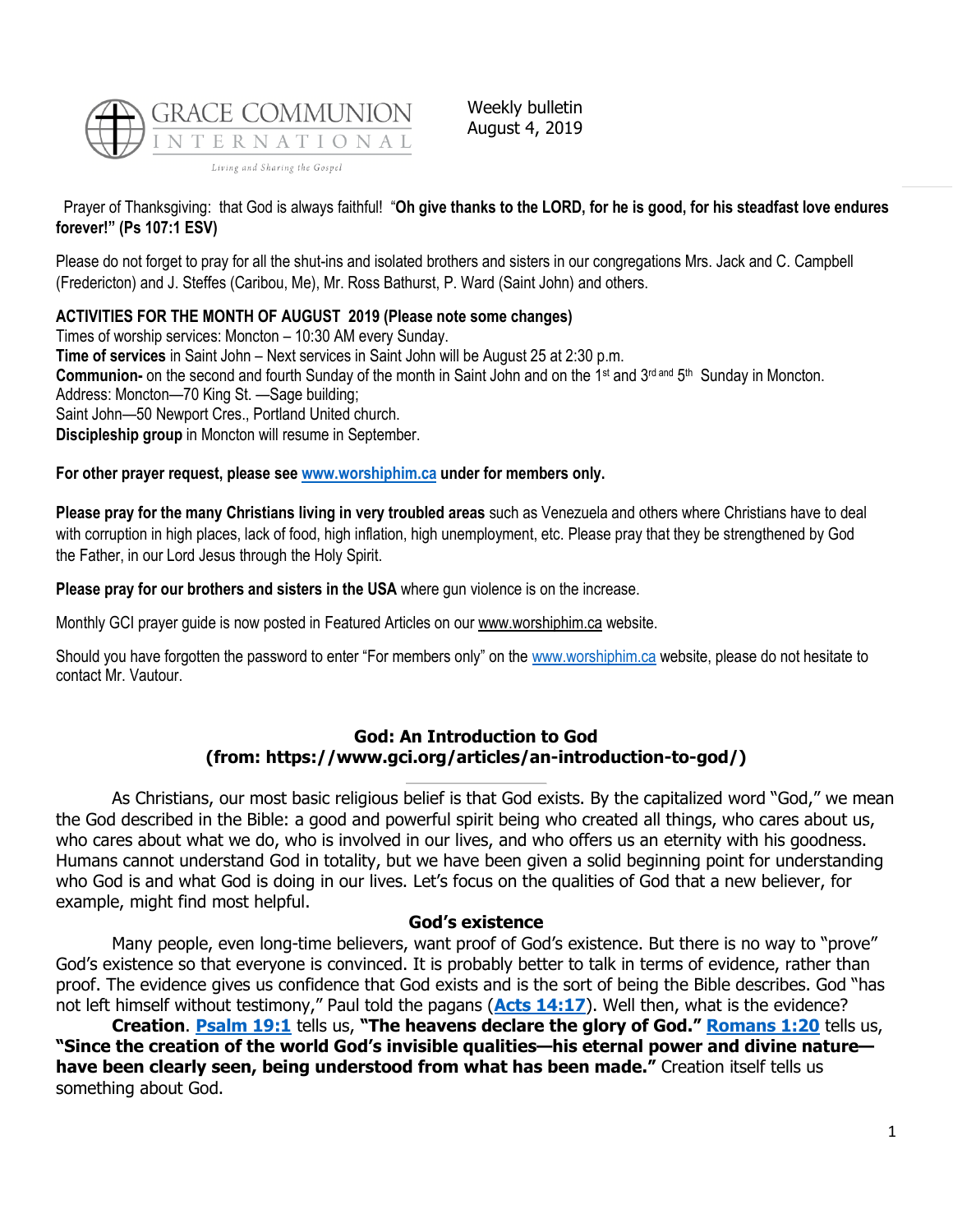GRACE COMMUNION INTERNATIONAL

Living and Sharing the Gospel

Weekly bulletin
August 4, 2019

Prayer of Thanksgiving: that God is always faithful! "**Oh give thanks to the LORD, for he is good, for his steadfast love endures forever!" (Ps 107:1 ESV)**

Please do not forget to pray for all the shut-ins and isolated brothers and sisters in our congregations Mrs. Jack and C. Campbell (Fredericton) and J. Steffes (Caribou, Me), Mr. Ross Bathurst, P. Ward (Saint John) and others.

**ACTIVITIES FOR THE MONTH OF AUGUST 2019 (Please note some changes)**

Times of worship services: Moncton – 10:30 AM every Sunday.
**Time of services** in Saint John – Next services in Saint John will be August 25 at 2:30 p.m.
**Communion-** on the second and fourth Sunday of the month in Saint John and on the 1st and 3rd and 5th Sunday in Moncton.
Address: Moncton—70 King St. —Sage building;
Saint John—50 Newport Cres., Portland United church.
**Discipleship group** in Moncton will resume in September.

**For other prayer request, please see www.worshiphim.ca under for members only.**

**Please pray for the many Christians living in very troubled areas** such as Venezuela and others where Christians have to deal with corruption in high places, lack of food, high inflation, high unemployment, etc. Please pray that they be strengthened by God the Father, in our Lord Jesus through the Holy Spirit.

**Please pray for our brothers and sisters in the USA** where gun violence is on the increase.

Monthly GCI prayer guide is now posted in Featured Articles on our www.worshiphim.ca website.

Should you have forgotten the password to enter "For members only" on the www.worshiphim.ca website, please do not hesitate to contact Mr. Vautour.

## God: An Introduction to God
## (from: https://www.gci.org/articles/an-introduction-to-god/)

As Christians, our most basic religious belief is that God exists. By the capitalized word "God," we mean the God described in the Bible: a good and powerful spirit being who created all things, who cares about us, who cares about what we do, who is involved in our lives, and who offers us an eternity with his goodness. Humans cannot understand God in totality, but we have been given a solid beginning point for understanding who God is and what God is doing in our lives. Let's focus on the qualities of God that a new believer, for example, might find most helpful.

### God's existence

Many people, even long-time believers, want proof of God's existence. But there is no way to "prove" God's existence so that everyone is convinced. It is probably better to talk in terms of evidence, rather than proof. The evidence gives us confidence that God exists and is the sort of being the Bible describes. God "has not left himself without testimony," Paul told the pagans (**Acts 14:17**). Well then, what is the evidence?

**Creation**. **Psalm 19:1** tells us, **"The heavens declare the glory of God." Romans 1:20** tells us, **"Since the creation of the world God's invisible qualities—his eternal power and divine nature—have been clearly seen, being understood from what has been made."** Creation itself tells us something about God.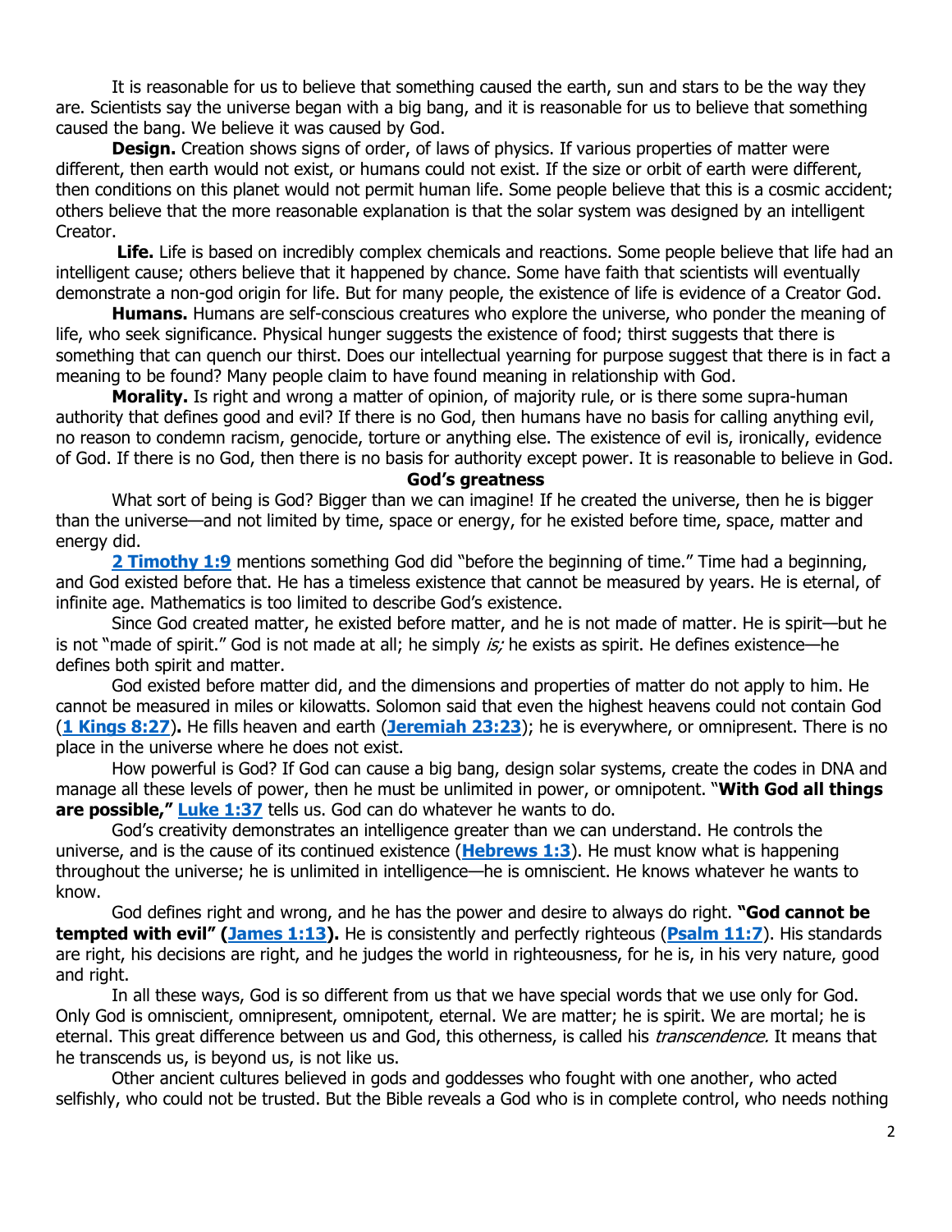It is reasonable for us to believe that something caused the earth, sun and stars to be the way they are. Scientists say the universe began with a big bang, and it is reasonable for us to believe that something caused the bang. We believe it was caused by God.

**Design.** Creation shows signs of order, of laws of physics. If various properties of matter were different, then earth would not exist, or humans could not exist. If the size or orbit of earth were different, then conditions on this planet would not permit human life. Some people believe that this is a cosmic accident; others believe that the more reasonable explanation is that the solar system was designed by an intelligent Creator.

**Life.** Life is based on incredibly complex chemicals and reactions. Some people believe that life had an intelligent cause; others believe that it happened by chance. Some have faith that scientists will eventually demonstrate a non-god origin for life. But for many people, the existence of life is evidence of a Creator God.

**Humans.** Humans are self-conscious creatures who explore the universe, who ponder the meaning of life, who seek significance. Physical hunger suggests the existence of food; thirst suggests that there is something that can quench our thirst. Does our intellectual yearning for purpose suggest that there is in fact a meaning to be found? Many people claim to have found meaning in relationship with God.

**Morality.** Is right and wrong a matter of opinion, of majority rule, or is there some supra-human authority that defines good and evil? If there is no God, then humans have no basis for calling anything evil, no reason to condemn racism, genocide, torture or anything else. The existence of evil is, ironically, evidence of God. If there is no God, then there is no basis for authority except power. It is reasonable to believe in God.

## God's greatness

What sort of being is God? Bigger than we can imagine! If he created the universe, then he is bigger than the universe—and not limited by time, space or energy, for he existed before time, space, matter and energy did.

**2 Timothy 1:9** mentions something God did "before the beginning of time." Time had a beginning, and God existed before that. He has a timeless existence that cannot be measured by years. He is eternal, of infinite age. Mathematics is too limited to describe God's existence.

Since God created matter, he existed before matter, and he is not made of matter. He is spirit—but he is not "made of spirit." God is not made at all; he simply *is;* he exists as spirit. He defines existence—he defines both spirit and matter.

God existed before matter did, and the dimensions and properties of matter do not apply to him. He cannot be measured in miles or kilowatts. Solomon said that even the highest heavens could not contain God (**1 Kings 8:27**)**.** He fills heaven and earth (**Jeremiah 23:23**); he is everywhere, or omnipresent. There is no place in the universe where he does not exist.

How powerful is God? If God can cause a big bang, design solar systems, create the codes in DNA and manage all these levels of power, then he must be unlimited in power, or omnipotent. "**With God all things are possible,"** **Luke 1:37** tells us. God can do whatever he wants to do.

God's creativity demonstrates an intelligence greater than we can understand. He controls the universe, and is the cause of its continued existence (**Hebrews 1:3**). He must know what is happening throughout the universe; he is unlimited in intelligence—he is omniscient. He knows whatever he wants to know.

God defines right and wrong, and he has the power and desire to always do right. **"God cannot be tempted with evil" (James 1:13).** He is consistently and perfectly righteous (**Psalm 11:7**). His standards are right, his decisions are right, and he judges the world in righteousness, for he is, in his very nature, good and right.

In all these ways, God is so different from us that we have special words that we use only for God. Only God is omniscient, omnipresent, omnipotent, eternal. We are matter; he is spirit. We are mortal; he is eternal. This great difference between us and God, this otherness, is called his *transcendence.* It means that he transcends us, is beyond us, is not like us.

Other ancient cultures believed in gods and goddesses who fought with one another, who acted selfishly, who could not be trusted. But the Bible reveals a God who is in complete control, who needs nothing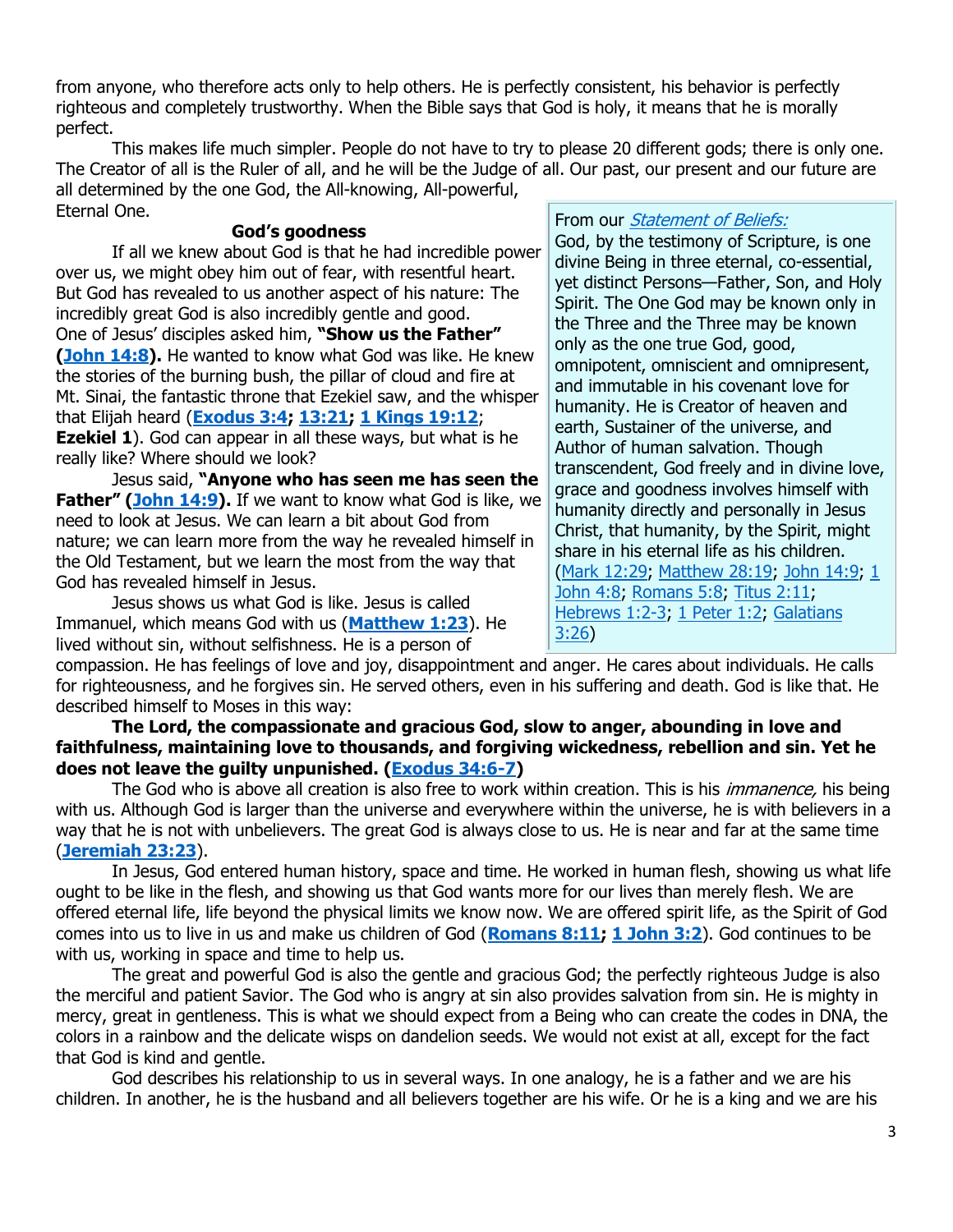from anyone, who therefore acts only to help others. He is perfectly consistent, his behavior is perfectly righteous and completely trustworthy. When the Bible says that God is holy, it means that he is morally perfect.

This makes life much simpler. People do not have to try to please 20 different gods; there is only one. The Creator of all is the Ruler of all, and he will be the Judge of all. Our past, our present and our future are all determined by the one God, the All-knowing, All-powerful, Eternal One.

### God's goodness

If all we knew about God is that he had incredible power over us, we might obey him out of fear, with resentful heart. But God has revealed to us another aspect of his nature: The incredibly great God is also incredibly gentle and good. One of Jesus' disciples asked him, **"Show us the Father" (John 14:8).** He wanted to know what God was like. He knew the stories of the burning bush, the pillar of cloud and fire at Mt. Sinai, the fantastic throne that Ezekiel saw, and the whisper that Elijah heard (**Exodus 3:4; 13:21; 1 Kings 19:12**; **Ezekiel 1**). God can appear in all these ways, but what is he really like? Where should we look?

Jesus said, **"Anyone who has seen me has seen the Father" (John 14:9).** If we want to know what God is like, we need to look at Jesus. We can learn a bit about God from nature; we can learn more from the way he revealed himself in the Old Testament, but we learn the most from the way that God has revealed himself in Jesus.

Jesus shows us what God is like. Jesus is called Immanuel, which means God with us (**Matthew 1:23**). He lived without sin, without selfishness. He is a person of compassion. He has feelings of love and joy, disappointment and anger. He cares about individuals. He calls for righteousness, and he forgives sin. He served others, even in his suffering and death. God is like that. He described himself to Moses in this way:

**The Lord, the compassionate and gracious God, slow to anger, abounding in love and faithfulness, maintaining love to thousands, and forgiving wickedness, rebellion and sin. Yet he does not leave the guilty unpunished. (Exodus 34:6-7)**

The God who is above all creation is also free to work within creation. This is his *immanence,* his being with us. Although God is larger than the universe and everywhere within the universe, he is with believers in a way that he is not with unbelievers. The great God is always close to us. He is near and far at the same time (**Jeremiah 23:23**).

In Jesus, God entered human history, space and time. He worked in human flesh, showing us what life ought to be like in the flesh, and showing us that God wants more for our lives than merely flesh. We are offered eternal life, life beyond the physical limits we know now. We are offered spirit life, as the Spirit of God comes into us to live in us and make us children of God (**Romans 8:11; 1 John 3:2**). God continues to be with us, working in space and time to help us.

The great and powerful God is also the gentle and gracious God; the perfectly righteous Judge is also the merciful and patient Savior. The God who is angry at sin also provides salvation from sin. He is mighty in mercy, great in gentleness. This is what we should expect from a Being who can create the codes in DNA, the colors in a rainbow and the delicate wisps on dandelion seeds. We would not exist at all, except for the fact that God is kind and gentle.

God describes his relationship to us in several ways. In one analogy, he is a father and we are his children. In another, he is the husband and all believers together are his wife. Or he is a king and we are his

> From our *Statement of Beliefs:*
> God, by the testimony of Scripture, is one divine Being in three eternal, co-essential, yet distinct Persons—Father, Son, and Holy Spirit. The One God may be known only in the Three and the Three may be known only as the one true God, good, omnipotent, omniscient and omnipresent, and immutable in his covenant love for humanity. He is Creator of heaven and earth, Sustainer of the universe, and Author of human salvation. Though transcendent, God freely and in divine love, grace and goodness involves himself with humanity directly and personally in Jesus Christ, that humanity, by the Spirit, might share in his eternal life as his children. (Mark 12:29; Matthew 28:19; John 14:9; 1 John 4:8; Romans 5:8; Titus 2:11; Hebrews 1:2-3; 1 Peter 1:2; Galatians 3:26)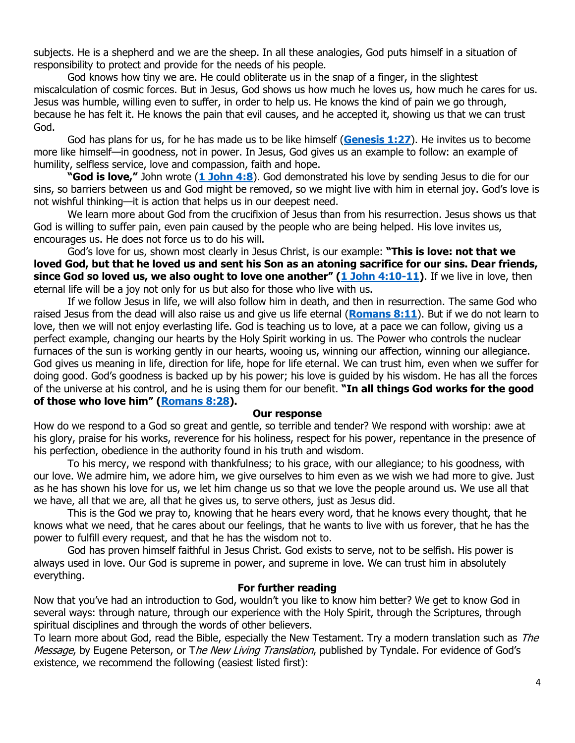subjects. He is a shepherd and we are the sheep. In all these analogies, God puts himself in a situation of responsibility to protect and provide for the needs of his people.

God knows how tiny we are. He could obliterate us in the snap of a finger, in the slightest miscalculation of cosmic forces. But in Jesus, God shows us how much he loves us, how much he cares for us. Jesus was humble, willing even to suffer, in order to help us. He knows the kind of pain we go through, because he has felt it. He knows the pain that evil causes, and he accepted it, showing us that we can trust God.

God has plans for us, for he has made us to be like himself (**Genesis 1:27**). He invites us to become more like himself—in goodness, not in power. In Jesus, God gives us an example to follow: an example of humility, selfless service, love and compassion, faith and hope.

**"God is love,"** John wrote (**1 John 4:8**). God demonstrated his love by sending Jesus to die for our sins, so barriers between us and God might be removed, so we might live with him in eternal joy. God's love is not wishful thinking—it is action that helps us in our deepest need.

We learn more about God from the crucifixion of Jesus than from his resurrection. Jesus shows us that God is willing to suffer pain, even pain caused by the people who are being helped. His love invites us, encourages us. He does not force us to do his will.

God's love for us, shown most clearly in Jesus Christ, is our example: **"This is love: not that we loved God, but that he loved us and sent his Son as an atoning sacrifice for our sins. Dear friends, since God so loved us, we also ought to love one another" (1 John 4:10-11)**. If we live in love, then eternal life will be a joy not only for us but also for those who live with us.

If we follow Jesus in life, we will also follow him in death, and then in resurrection. The same God who raised Jesus from the dead will also raise us and give us life eternal (**Romans 8:11**). But if we do not learn to love, then we will not enjoy everlasting life. God is teaching us to love, at a pace we can follow, giving us a perfect example, changing our hearts by the Holy Spirit working in us. The Power who controls the nuclear furnaces of the sun is working gently in our hearts, wooing us, winning our affection, winning our allegiance. God gives us meaning in life, direction for life, hope for life eternal. We can trust him, even when we suffer for doing good. God's goodness is backed up by his power; his love is guided by his wisdom. He has all the forces of the universe at his control, and he is using them for our benefit. **"In all things God works for the good of those who love him" (Romans 8:28).**

## Our response

How do we respond to a God so great and gentle, so terrible and tender? We respond with worship: awe at his glory, praise for his works, reverence for his holiness, respect for his power, repentance in the presence of his perfection, obedience in the authority found in his truth and wisdom.

To his mercy, we respond with thankfulness; to his grace, with our allegiance; to his goodness, with our love. We admire him, we adore him, we give ourselves to him even as we wish we had more to give. Just as he has shown his love for us, we let him change us so that we love the people around us. We use all that we have, all that we are, all that he gives us, to serve others, just as Jesus did.

This is the God we pray to, knowing that he hears every word, that he knows every thought, that he knows what we need, that he cares about our feelings, that he wants to live with us forever, that he has the power to fulfill every request, and that he has the wisdom not to.

God has proven himself faithful in Jesus Christ. God exists to serve, not to be selfish. His power is always used in love. Our God is supreme in power, and supreme in love. We can trust him in absolutely everything.

## For further reading

Now that you've had an introduction to God, wouldn't you like to know him better? We get to know God in several ways: through nature, through our experience with the Holy Spirit, through the Scriptures, through spiritual disciplines and through the words of other believers.

To learn more about God, read the Bible, especially the New Testament. Try a modern translation such as *The Message*, by Eugene Peterson, or T*he New Living Translation*, published by Tyndale. For evidence of God's existence, we recommend the following (easiest listed first):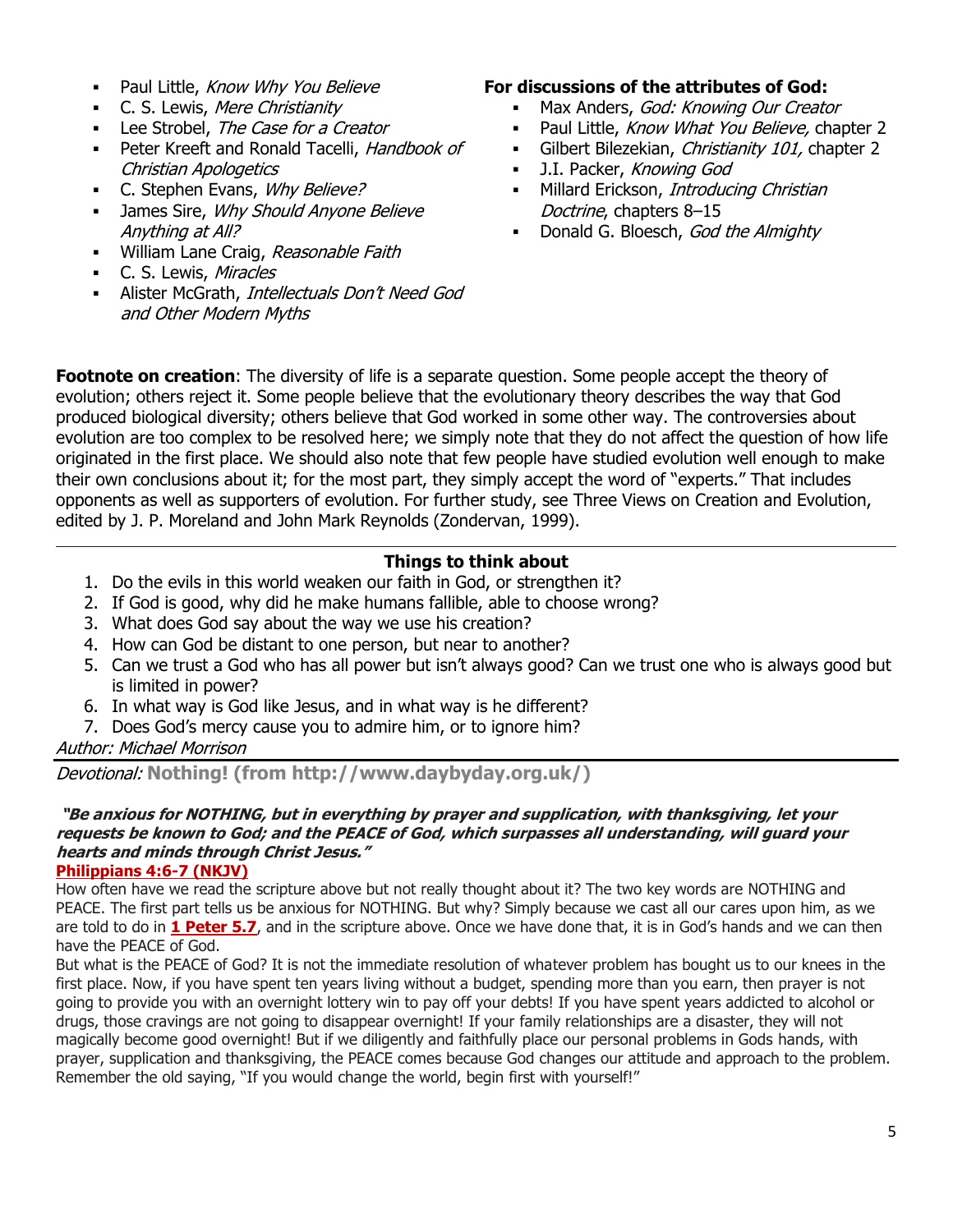- Paul Little, *Know Why You Believe*
- C. S. Lewis, *Mere Christianity*
- Lee Strobel, *The Case for a Creator*
- Peter Kreeft and Ronald Tacelli, *Handbook of Christian Apologetics*
- C. Stephen Evans, *Why Believe?*
- James Sire, *Why Should Anyone Believe Anything at All?*
- William Lane Craig, *Reasonable Faith*
- C. S. Lewis, *Miracles*
- Alister McGrath, *Intellectuals Don't Need God and Other Modern Myths*

**For discussions of the attributes of God:**

- Max Anders, *God: Knowing Our Creator*
- Paul Little, *Know What You Believe,* chapter 2
- Gilbert Bilezekian, *Christianity 101,* chapter 2
- J.I. Packer, *Knowing God*
- Millard Erickson, *Introducing Christian Doctrine*, chapters 8–15
- Donald G. Bloesch, *God the Almighty*

**Footnote on creation**: The diversity of life is a separate question. Some people accept the theory of evolution; others reject it. Some people believe that the evolutionary theory describes the way that God produced biological diversity; others believe that God worked in some other way. The controversies about evolution are too complex to be resolved here; we simply note that they do not affect the question of how life originated in the first place. We should also note that few people have studied evolution well enough to make their own conclusions about it; for the most part, they simply accept the word of "experts." That includes opponents as well as supporters of evolution. For further study, see Three Views on Creation and Evolution, edited by J. P. Moreland and John Mark Reynolds (Zondervan, 1999).

---

### Things to think about

1. Do the evils in this world weaken our faith in God, or strengthen it?
2. If God is good, why did he make humans fallible, able to choose wrong?
3. What does God say about the way we use his creation?
4. How can God be distant to one person, but near to another?
5. Can we trust a God who has all power but isn't always good? Can we trust one who is always good but is limited in power?
6. In what way is God like Jesus, and in what way is he different?
7. Does God's mercy cause you to admire him, or to ignore him?

*Author: Michael Morrison*

---

*Devotional:* **Nothing! (from http://www.daybyday.org.uk/)**

***"Be anxious for NOTHING, but in everything by prayer and supplication, with thanksgiving, let your requests be known to God; and the PEACE of God, which surpasses all understanding, will guard your hearts and minds through Christ Jesus."***

**Philippians 4:6-7 (NKJV)**

How often have we read the scripture above but not really thought about it? The two key words are NOTHING and PEACE. The first part tells us be anxious for NOTHING. But why? Simply because we cast all our cares upon him, as we are told to do in **1 Peter 5.7**, and in the scripture above. Once we have done that, it is in God's hands and we can then have the PEACE of God.

But what is the PEACE of God? It is not the immediate resolution of whatever problem has bought us to our knees in the first place. Now, if you have spent ten years living without a budget, spending more than you earn, then prayer is not going to provide you with an overnight lottery win to pay off your debts! If you have spent years addicted to alcohol or drugs, those cravings are not going to disappear overnight! If your family relationships are a disaster, they will not magically become good overnight! But if we diligently and faithfully place our personal problems in Gods hands, with prayer, supplication and thanksgiving, the PEACE comes because God changes our attitude and approach to the problem. Remember the old saying, "If you would change the world, begin first with yourself!"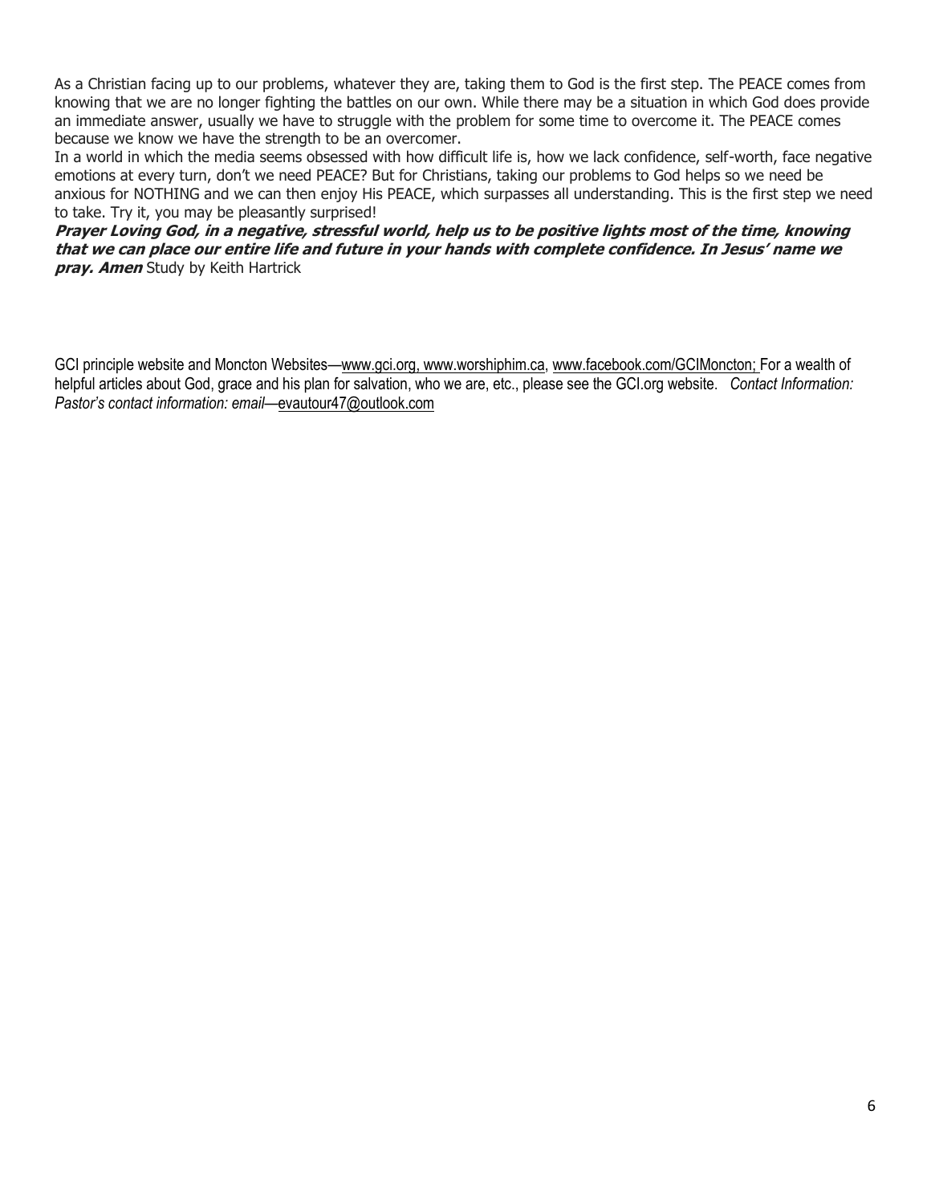As a Christian facing up to our problems, whatever they are, taking them to God is the first step. The PEACE comes from knowing that we are no longer fighting the battles on our own. While there may be a situation in which God does provide an immediate answer, usually we have to struggle with the problem for some time to overcome it. The PEACE comes because we know we have the strength to be an overcomer.

In a world in which the media seems obsessed with how difficult life is, how we lack confidence, self-worth, face negative emotions at every turn, don't we need PEACE? But for Christians, taking our problems to God helps so we need be anxious for NOTHING and we can then enjoy His PEACE, which surpasses all understanding. This is the first step we need to take. Try it, you may be pleasantly surprised!

***Prayer Loving God, in a negative, stressful world, help us to be positive lights most of the time, knowing that we can place our entire life and future in your hands with complete confidence. In Jesus' name we pray. Amen*** Study by Keith Hartrick

GCI principle website and Moncton Websites—www.gci.org, www.worshiphim.ca, www.facebook.com/GCIMoncton; For a wealth of helpful articles about God, grace and his plan for salvation, who we are, etc., please see the GCI.org website. *Contact Information: Pastor's contact information: email*—evautour47@outlook.com